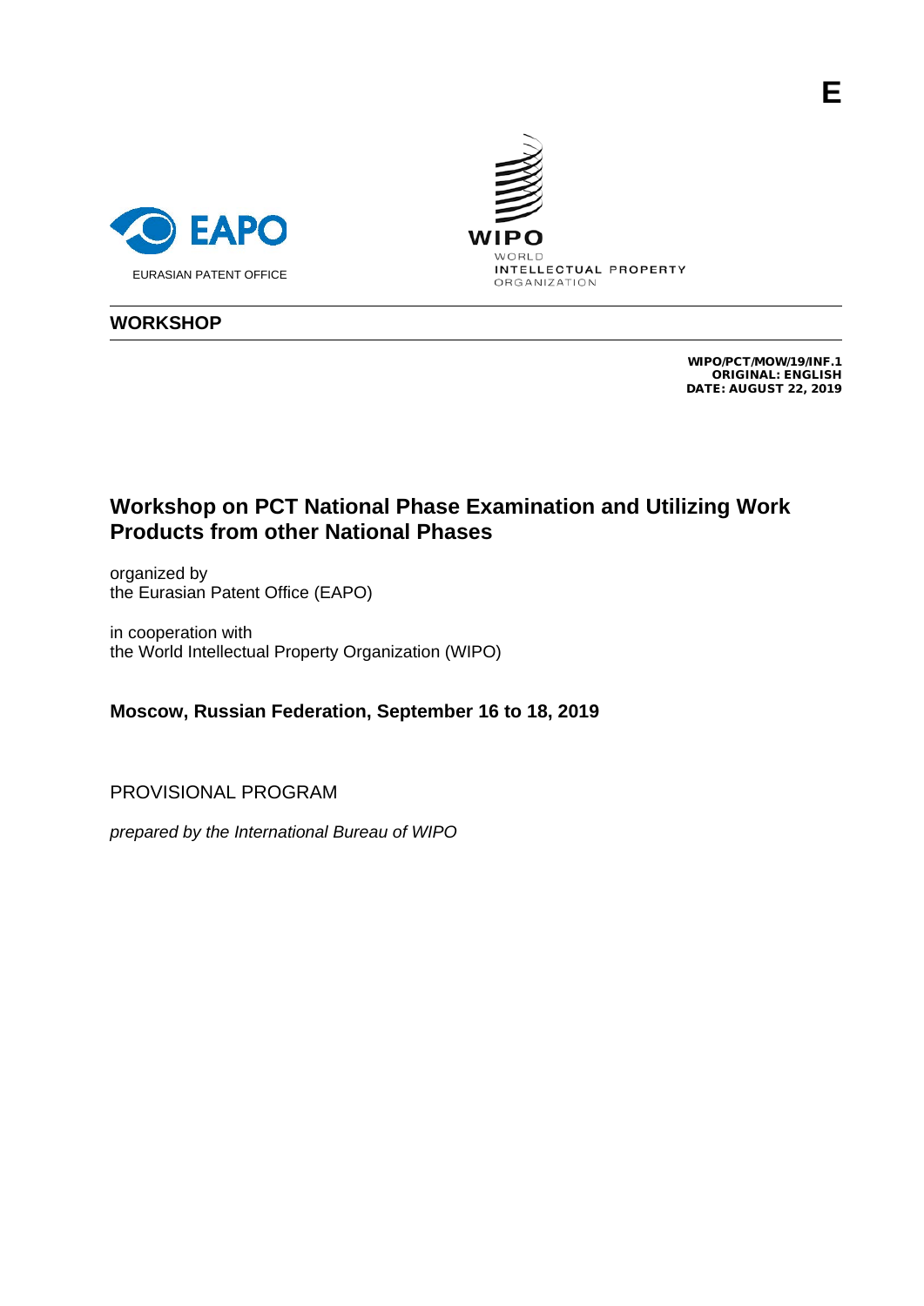E

EAPO

EURASIAN PATENT OFFICE

WIPO
WORLD
INTELLECTUAL PROPERTY
ORGANIZATION

**WORKSHOP**

**WIPO/PCT/MOW/19/INF.1**
**ORIGINAL: ENGLISH**
**DATE: AUGUST 22, 2019**

# Workshop on PCT National Phase Examination and Utilizing Work Products from other National Phases

organized by
the Eurasian Patent Office (EAPO)

in cooperation with
the World Intellectual Property Organization (WIPO)

**Moscow, Russian Federation, September 16 to 18, 2019**

PROVISIONAL PROGRAM

*prepared by the International Bureau of WIPO*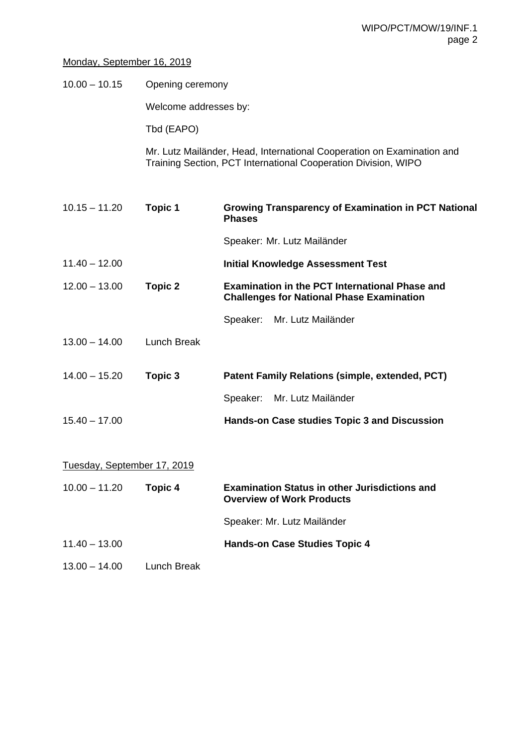Monday, September 16, 2019

| | | |
|---|---|---|
| 10.00 – 10.15 | Opening ceremony | |
| | Welcome addresses by: | |
| | Tbd (EAPO) | |
| | Mr. Lutz Mailänder, Head, International Cooperation on Examination and Training Section, PCT International Cooperation Division, WIPO | |
| 10.15 – 11.20 | **Topic 1** | **Growing Transparency of Examination in PCT National Phases** |
| | | Speaker: Mr. Lutz Mailänder |
| 11.40 – 12.00 | | **Initial Knowledge Assessment Test** |
| 12.00 – 13.00 | **Topic 2** | **Examination in the PCT International Phase and Challenges for National Phase Examination** |
| | | Speaker: Mr. Lutz Mailänder |
| 13.00 – 14.00 | Lunch Break | |
| 14.00 – 15.20 | **Topic 3** | **Patent Family Relations (simple, extended, PCT)** |
| | | Speaker: Mr. Lutz Mailänder |
| 15.40 – 17.00 | | **Hands-on Case studies Topic 3 and Discussion** |

Tuesday, September 17, 2019

| | | |
|---|---|---|
| 10.00 – 11.20 | **Topic 4** | **Examination Status in other Jurisdictions and Overview of Work Products** |
| | | Speaker: Mr. Lutz Mailänder |
| 11.40 – 13.00 | | **Hands-on Case Studies Topic 4** |
| 13.00 – 14.00 | Lunch Break | |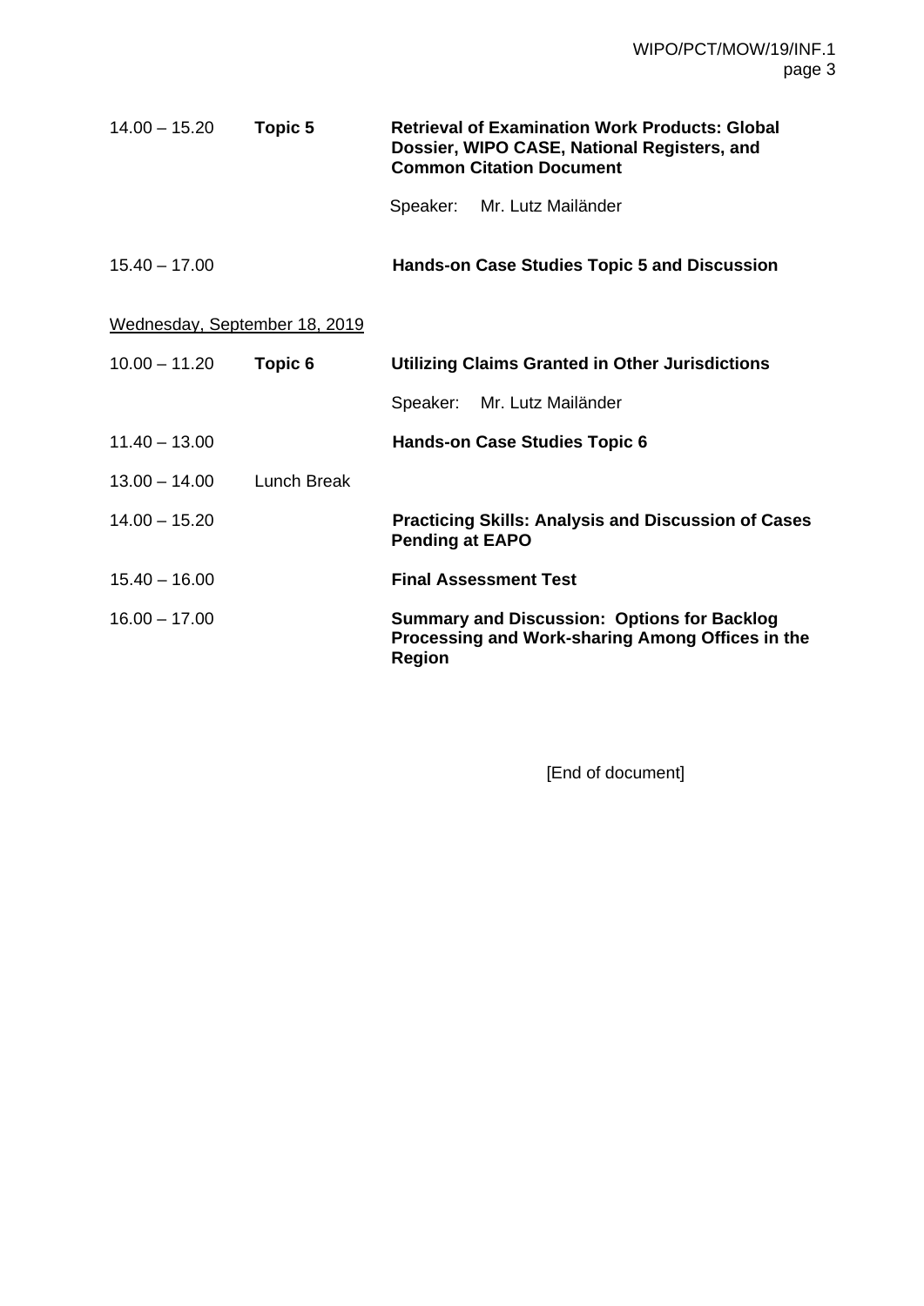14.00 – 15.20 **Topic 5** **Retrieval of Examination Work Products: Global Dossier, WIPO CASE, National Registers, and Common Citation Document**

Speaker: Mr. Lutz Mailänder

15.40 – 17.00 **Hands-on Case Studies Topic 5 and Discussion**

Wednesday, September 18, 2019

10.00 – 11.20 **Topic 6** **Utilizing Claims Granted in Other Jurisdictions**

Speaker: Mr. Lutz Mailänder

11.40 – 13.00 **Hands-on Case Studies Topic 6**

13.00 – 14.00 Lunch Break

14.00 – 15.20 **Practicing Skills: Analysis and Discussion of Cases Pending at EAPO**

15.40 – 16.00 **Final Assessment Test**

16.00 – 17.00 **Summary and Discussion: Options for Backlog Processing and Work-sharing Among Offices in the Region**

[End of document]